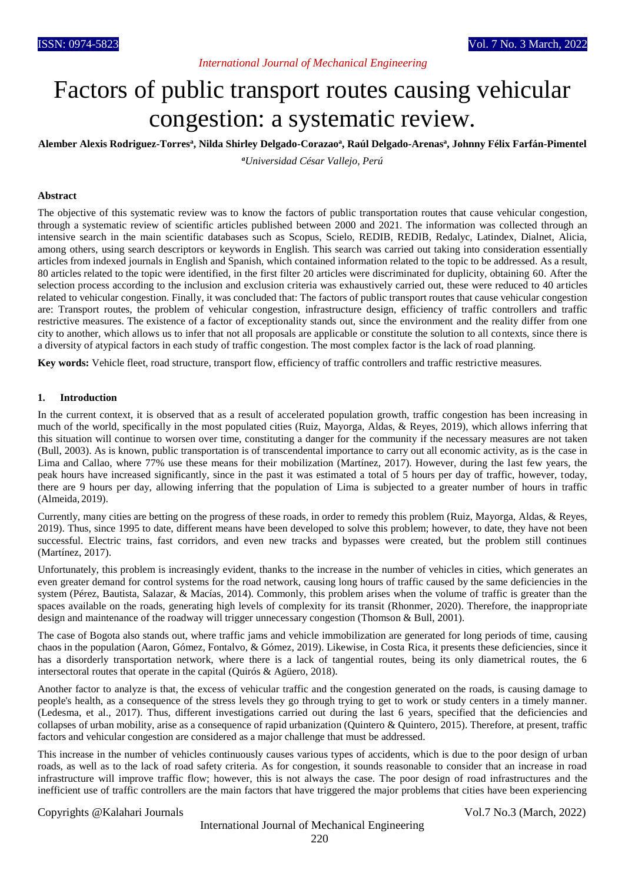# Factors of public transport routes causing vehicular congestion: a systematic review.

**Alember Alexis Rodriguez-Torres[a], Nilda Shirley Delgado-Corazao[a], Raúl Delgado-Arenas[a], Johnny Félix Farfán-Pimentel**

*[a]Universidad César Vallejo, Perú*

## Abstract

The objective of this systematic review was to know the factors of public transportation routes that cause vehicular congestion, through a systematic review of scientific articles published between 2000 and 2021. The information was collected through an intensive search in the main scientific databases such as Scopus, Scielo, REDIB, REDIB, Redalyc, Latindex, Dialnet, Alicia, among others, using search descriptors or keywords in English. This search was carried out taking into consideration essentially articles from indexed journals in English and Spanish, which contained information related to the topic to be addressed. As a result, 80 articles related to the topic were identified, in the first filter 20 articles were discriminated for duplicity, obtaining 60. After the selection process according to the inclusion and exclusion criteria was exhaustively carried out, these were reduced to 40 articles related to vehicular congestion. Finally, it was concluded that: The factors of public transport routes that cause vehicular congestion are: Transport routes, the problem of vehicular congestion, infrastructure design, efficiency of traffic controllers and traffic restrictive measures. The existence of a factor of exceptionality stands out, since the environment and the reality differ from one city to another, which allows us to infer that not all proposals are applicable or constitute the solution to all contexts, since there is a diversity of atypical factors in each study of traffic congestion. The most complex factor is the lack of road planning.

**Key words:** Vehicle fleet, road structure, transport flow, efficiency of traffic controllers and traffic restrictive measures.

## 1. Introduction

In the current context, it is observed that as a result of accelerated population growth, traffic congestion has been increasing in much of the world, specifically in the most populated cities (Ruiz, Mayorga, Aldas, & Reyes, 2019), which allows inferring that this situation will continue to worsen over time, constituting a danger for the community if the necessary measures are not taken (Bull, 2003). As is known, public transportation is of transcendental importance to carry out all economic activity, as is the case in Lima and Callao, where 77% use these means for their mobilization (Martínez, 2017). However, during the last few years, the peak hours have increased significantly, since in the past it was estimated a total of 5 hours per day of traffic, however, today, there are 9 hours per day, allowing inferring that the population of Lima is subjected to a greater number of hours in traffic (Almeida, 2019).

Currently, many cities are betting on the progress of these roads, in order to remedy this problem (Ruiz, Mayorga, Aldas, & Reyes, 2019). Thus, since 1995 to date, different means have been developed to solve this problem; however, to date, they have not been successful. Electric trains, fast corridors, and even new tracks and bypasses were created, but the problem still continues (Martínez, 2017).

Unfortunately, this problem is increasingly evident, thanks to the increase in the number of vehicles in cities, which generates an even greater demand for control systems for the road network, causing long hours of traffic caused by the same deficiencies in the system (Pérez, Bautista, Salazar, & Macías, 2014). Commonly, this problem arises when the volume of traffic is greater than the spaces available on the roads, generating high levels of complexity for its transit (Rhonmer, 2020). Therefore, the inappropriate design and maintenance of the roadway will trigger unnecessary congestion (Thomson & Bull, 2001).

The case of Bogota also stands out, where traffic jams and vehicle immobilization are generated for long periods of time, causing chaos in the population (Aaron, Gómez, Fontalvo, & Gómez, 2019). Likewise, in Costa Rica, it presents these deficiencies, since it has a disorderly transportation network, where there is a lack of tangential routes, being its only diametrical routes, the 6 intersectoral routes that operate in the capital (Quirós & Agüero, 2018).

Another factor to analyze is that, the excess of vehicular traffic and the congestion generated on the roads, is causing damage to people's health, as a consequence of the stress levels they go through trying to get to work or study centers in a timely manner. (Ledesma, et al., 2017). Thus, different investigations carried out during the last 6 years, specified that the deficiencies and collapses of urban mobility, arise as a consequence of rapid urbanization (Quintero & Quintero, 2015). Therefore, at present, traffic factors and vehicular congestion are considered as a major challenge that must be addressed.

This increase in the number of vehicles continuously causes various types of accidents, which is due to the poor design of urban roads, as well as to the lack of road safety criteria. As for congestion, it sounds reasonable to consider that an increase in road infrastructure will improve traffic flow; however, this is not always the case. The poor design of road infrastructures and the inefficient use of traffic controllers are the main factors that have triggered the major problems that cities have been experiencing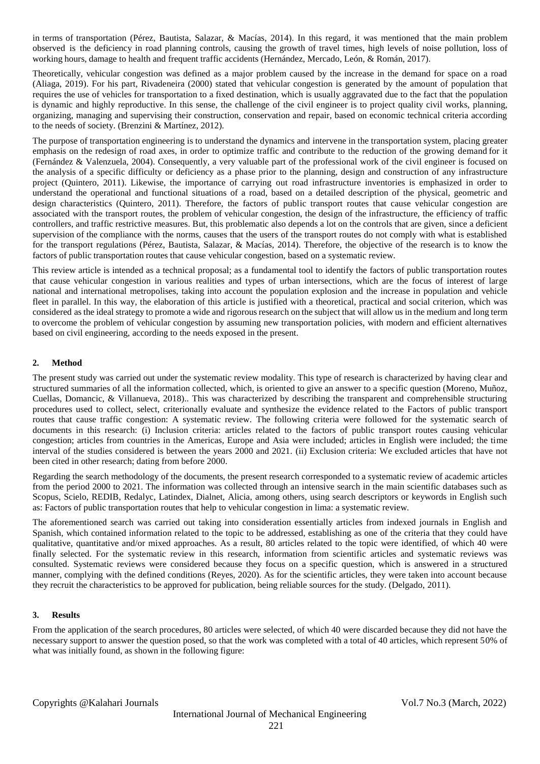in terms of transportation (Pérez, Bautista, Salazar, & Macías, 2014). In this regard, it was mentioned that the main problem observed is the deficiency in road planning controls, causing the growth of travel times, high levels of noise pollution, loss of working hours, damage to health and frequent traffic accidents (Hernández, Mercado, León, & Román, 2017).

Theoretically, vehicular congestion was defined as a major problem caused by the increase in the demand for space on a road (Aliaga, 2019). For his part, Rivadeneira (2000) stated that vehicular congestion is generated by the amount of population that requires the use of vehicles for transportation to a fixed destination, which is usually aggravated due to the fact that the population is dynamic and highly reproductive. In this sense, the challenge of the civil engineer is to project quality civil works, planning, organizing, managing and supervising their construction, conservation and repair, based on economic technical criteria according to the needs of society. (Brenzini & Martínez, 2012).

The purpose of transportation engineering is to understand the dynamics and intervene in the transportation system, placing greater emphasis on the redesign of road axes, in order to optimize traffic and contribute to the reduction of the growing demand for it (Fernández & Valenzuela, 2004). Consequently, a very valuable part of the professional work of the civil engineer is focused on the analysis of a specific difficulty or deficiency as a phase prior to the planning, design and construction of any infrastructure project (Quintero, 2011). Likewise, the importance of carrying out road infrastructure inventories is emphasized in order to understand the operational and functional situations of a road, based on a detailed description of the physical, geometric and design characteristics (Quintero, 2011). Therefore, the factors of public transport routes that cause vehicular congestion are associated with the transport routes, the problem of vehicular congestion, the design of the infrastructure, the efficiency of traffic controllers, and traffic restrictive measures. But, this problematic also depends a lot on the controls that are given, since a deficient supervision of the compliance with the norms, causes that the users of the transport routes do not comply with what is established for the transport regulations (Pérez, Bautista, Salazar, & Macías, 2014). Therefore, the objective of the research is to know the factors of public transportation routes that cause vehicular congestion, based on a systematic review.

This review article is intended as a technical proposal; as a fundamental tool to identify the factors of public transportation routes that cause vehicular congestion in various realities and types of urban intersections, which are the focus of interest of large national and international metropolises, taking into account the population explosion and the increase in population and vehicle fleet in parallel. In this way, the elaboration of this article is justified with a theoretical, practical and social criterion, which was considered as the ideal strategy to promote a wide and rigorous research on the subject that will allow us in the medium and long term to overcome the problem of vehicular congestion by assuming new transportation policies, with modern and efficient alternatives based on civil engineering, according to the needs exposed in the present.

## 2. Method

The present study was carried out under the systematic review modality. This type of research is characterized by having clear and structured summaries of all the information collected, which, is oriented to give an answer to a specific question (Moreno, Muñoz, Cuellas, Domancic, & Villanueva, 2018).. This was characterized by describing the transparent and comprehensible structuring procedures used to collect, select, criterionally evaluate and synthesize the evidence related to the Factors of public transport routes that cause traffic congestion: A systematic review. The following criteria were followed for the systematic search of documents in this research: (i) Inclusion criteria: articles related to the factors of public transport routes causing vehicular congestion; articles from countries in the Americas, Europe and Asia were included; articles in English were included; the time interval of the studies considered is between the years 2000 and 2021. (ii) Exclusion criteria: We excluded articles that have not been cited in other research; dating from before 2000.

Regarding the search methodology of the documents, the present research corresponded to a systematic review of academic articles from the period 2000 to 2021. The information was collected through an intensive search in the main scientific databases such as Scopus, Scielo, REDIB, Redalyc, Latindex, Dialnet, Alicia, among others, using search descriptors or keywords in English such as: Factors of public transportation routes that help to vehicular congestion in lima: a systematic review.

The aforementioned search was carried out taking into consideration essentially articles from indexed journals in English and Spanish, which contained information related to the topic to be addressed, establishing as one of the criteria that they could have qualitative, quantitative and/or mixed approaches. As a result, 80 articles related to the topic were identified, of which 40 were finally selected. For the systematic review in this research, information from scientific articles and systematic reviews was consulted. Systematic reviews were considered because they focus on a specific question, which is answered in a structured manner, complying with the defined conditions (Reyes, 2020). As for the scientific articles, they were taken into account because they recruit the characteristics to be approved for publication, being reliable sources for the study. (Delgado, 2011).

## 3. Results

From the application of the search procedures, 80 articles were selected, of which 40 were discarded because they did not have the necessary support to answer the question posed, so that the work was completed with a total of 40 articles, which represent 50% of what was initially found, as shown in the following figure: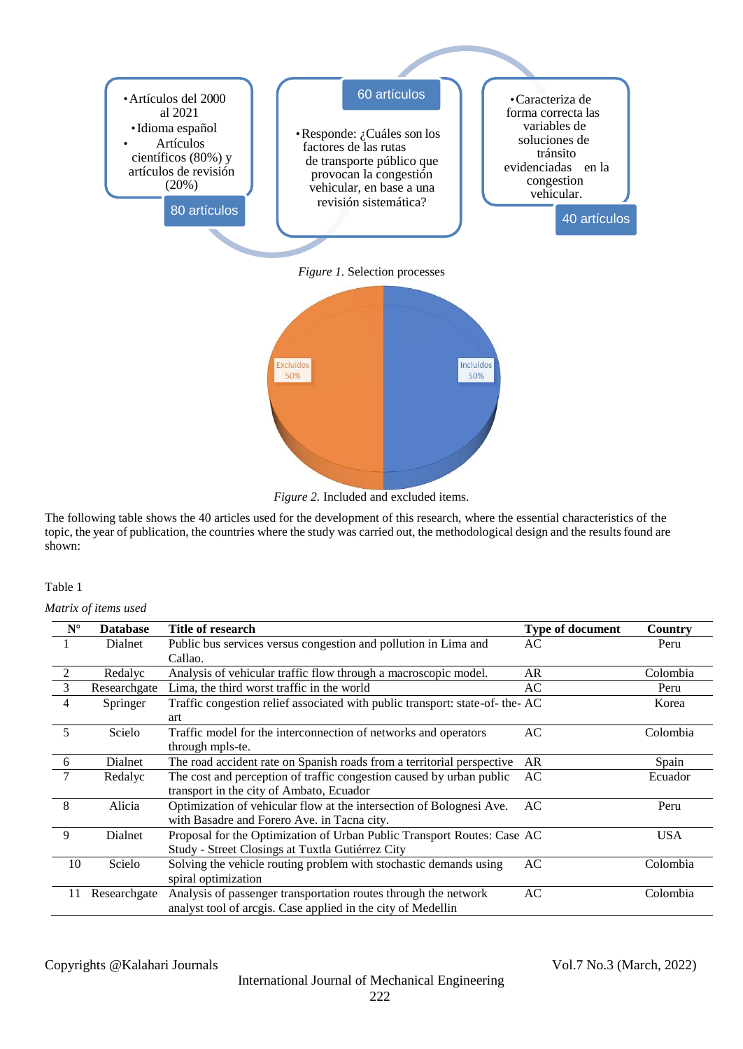- Artículos del 2000 al 2021
- Idioma español
- Artículos científicos (80%) y artículos de revisión (20%)

80 artículos

60 artículos

- Responde: ¿Cuáles son los factores de las rutas de transporte público que provocan la congestión vehicular, en base a una revisión sistemática?

- Caracteriza de forma correcta las variables de soluciones de tránsito evidenciadas en la congestion vehicular.

40 artículos

*Figure 1.* Selection processes

Excluidos 50%

Incluidos 50%

*Figure 2.* Included and excluded items.

The following table shows the 40 articles used for the development of this research, where the essential characteristics of the topic, the year of publication, the countries where the study was carried out, the methodological design and the results found are shown:

Table 1

*Matrix of items used*

| N° | Database | Title of research | Type of document | Country |
|---|---|---|---|---|
| 1 | Dialnet | Public bus services versus congestion and pollution in Lima and Callao. | AC | Peru |
| 2 | Redalyc | Analysis of vehicular traffic flow through a macroscopic model. | AR | Colombia |
| 3 | Researchgate | Lima, the third worst traffic in the world | AC | Peru |
| 4 | Springer | Traffic congestion relief associated with public transport: state-of- the-art | AC | Korea |
| 5 | Scielo | Traffic model for the interconnection of networks and operators through mpls-te. | AC | Colombia |
| 6 | Dialnet | The road accident rate on Spanish roads from a territorial perspective | AR | Spain |
| 7 | Redalyc | The cost and perception of traffic congestion caused by urban public transport in the city of Ambato, Ecuador | AC | Ecuador |
| 8 | Alicia | Optimization of vehicular flow at the intersection of Bolognesi Ave. with Basadre and Forero Ave. in Tacna city. | AC | Peru |
| 9 | Dialnet | Proposal for the Optimization of Urban Public Transport Routes: Case Study - Street Closings at Tuxtla Gutiérrez City | AC | USA |
| 10 | Scielo | Solving the vehicle routing problem with stochastic demands using spiral optimization | AC | Colombia |
| 11 | Researchgate | Analysis of passenger transportation routes through the network analyst tool of arcgis. Case applied in the city of Medellin | AC | Colombia |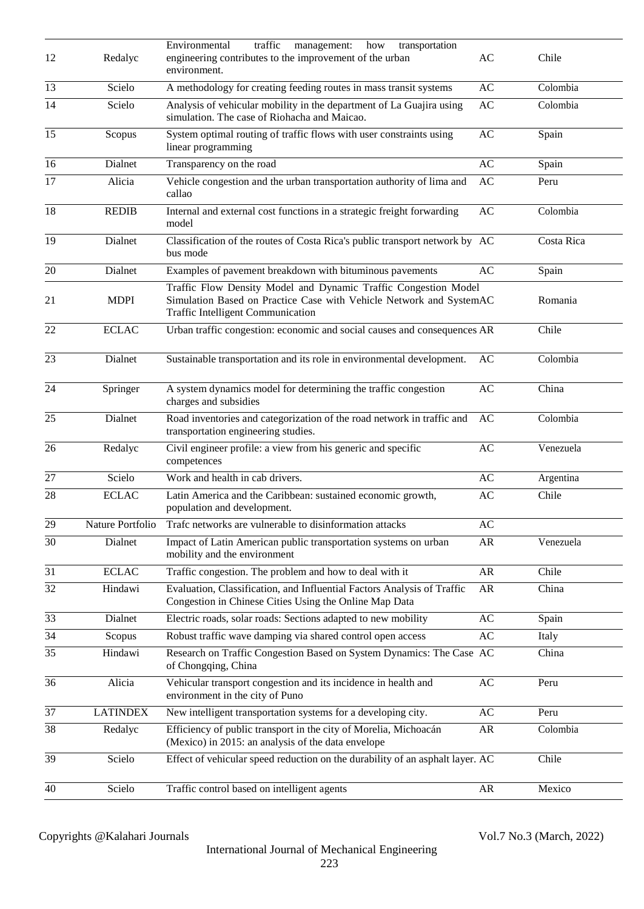| 12 | Redalyc | Environmental traffic management: how transportation engineering contributes to the improvement of the urban environment. | AC | Chile |
|---|---|---|---|---|
| 13 | Scielo | A methodology for creating feeding routes in mass transit systems | AC | Colombia |
| 14 | Scielo | Analysis of vehicular mobility in the department of La Guajira using simulation. The case of Riohacha and Maicao. | AC | Colombia |
| 15 | Scopus | System optimal routing of traffic flows with user constraints using linear programming | AC | Spain |
| 16 | Dialnet | Transparency on the road | AC | Spain |
| 17 | Alicia | Vehicle congestion and the urban transportation authority of lima and callao | AC | Peru |
| 18 | REDIB | Internal and external cost functions in a strategic freight forwarding model | AC | Colombia |
| 19 | Dialnet | Classification of the routes of Costa Rica's public transport network by bus mode | AC | Costa Rica |
| 20 | Dialnet | Examples of pavement breakdown with bituminous pavements | AC | Spain |
| 21 | MDPI | Traffic Flow Density Model and Dynamic Traffic Congestion Model Simulation Based on Practice Case with Vehicle Network and System Traffic Intelligent Communication | AC | Romania |
| 22 | ECLAC | Urban traffic congestion: economic and social causes and consequences | AR | Chile |
| 23 | Dialnet | Sustainable transportation and its role in environmental development. | AC | Colombia |
| 24 | Springer | A system dynamics model for determining the traffic congestion charges and subsidies | AC | China |
| 25 | Dialnet | Road inventories and categorization of the road network in traffic and transportation engineering studies. | AC | Colombia |
| 26 | Redalyc | Civil engineer profile: a view from his generic and specific competences | AC | Venezuela |
| 27 | Scielo | Work and health in cab drivers. | AC | Argentina |
| 28 | ECLAC | Latin America and the Caribbean: sustained economic growth, population and development. | AC | Chile |
| 29 | Nature Portfolio | Trafc networks are vulnerable to disinformation attacks | AC | |
| 30 | Dialnet | Impact of Latin American public transportation systems on urban mobility and the environment | AR | Venezuela |
| 31 | ECLAC | Traffic congestion. The problem and how to deal with it | AR | Chile |
| 32 | Hindawi | Evaluation, Classification, and Influential Factors Analysis of Traffic Congestion in Chinese Cities Using the Online Map Data | AR | China |
| 33 | Dialnet | Electric roads, solar roads: Sections adapted to new mobility | AC | Spain |
| 34 | Scopus | Robust traffic wave damping via shared control open access | AC | Italy |
| 35 | Hindawi | Research on Traffic Congestion Based on System Dynamics: The Case of Chongqing, China | AC | China |
| 36 | Alicia | Vehicular transport congestion and its incidence in health and environment in the city of Puno | AC | Peru |
| 37 | LATINDEX | New intelligent transportation systems for a developing city. | AC | Peru |
| 38 | Redalyc | Efficiency of public transport in the city of Morelia, Michoacán (Mexico) in 2015: an analysis of the data envelope | AR | Colombia |
| 39 | Scielo | Effect of vehicular speed reduction on the durability of an asphalt layer. | AC | Chile |
| 40 | Scielo | Traffic control based on intelligent agents | AR | Mexico |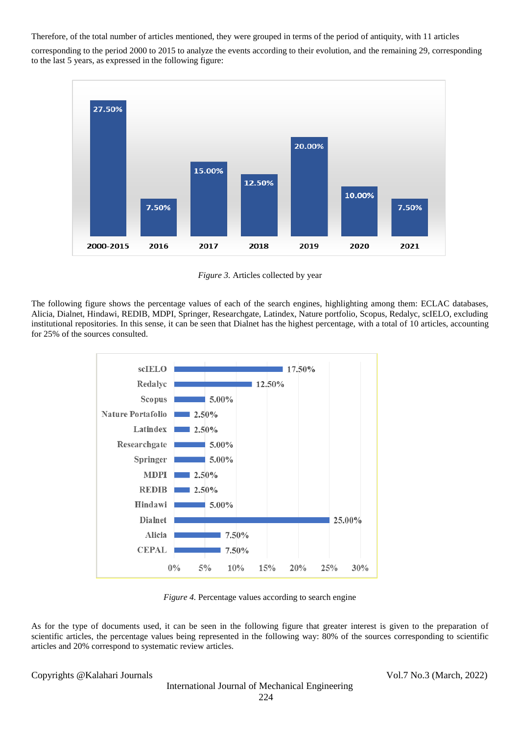Therefore, of the total number of articles mentioned, they were grouped in terms of the period of antiquity, with 11 articles corresponding to the period 2000 to 2015 to analyze the events according to their evolution, and the remaining 29, corresponding to the last 5 years, as expressed in the following figure:

*Figure 3.* Articles collected by year

The following figure shows the percentage values of each of the search engines, highlighting among them: ECLAC databases, Alicia, Dialnet, Hindawi, REDIB, MDPI, Springer, Researchgate, Latindex, Nature portfolio, Scopus, Redalyc, scIELO, excluding institutional repositories. In this sense, it can be seen that Dialnet has the highest percentage, with a total of 10 articles, accounting for 25% of the sources consulted.

*Figure 4.* Percentage values according to search engine

As for the type of documents used, it can be seen in the following figure that greater interest is given to the preparation of scientific articles, the percentage values being represented in the following way: 80% of the sources corresponding to scientific articles and 20% correspond to systematic review articles.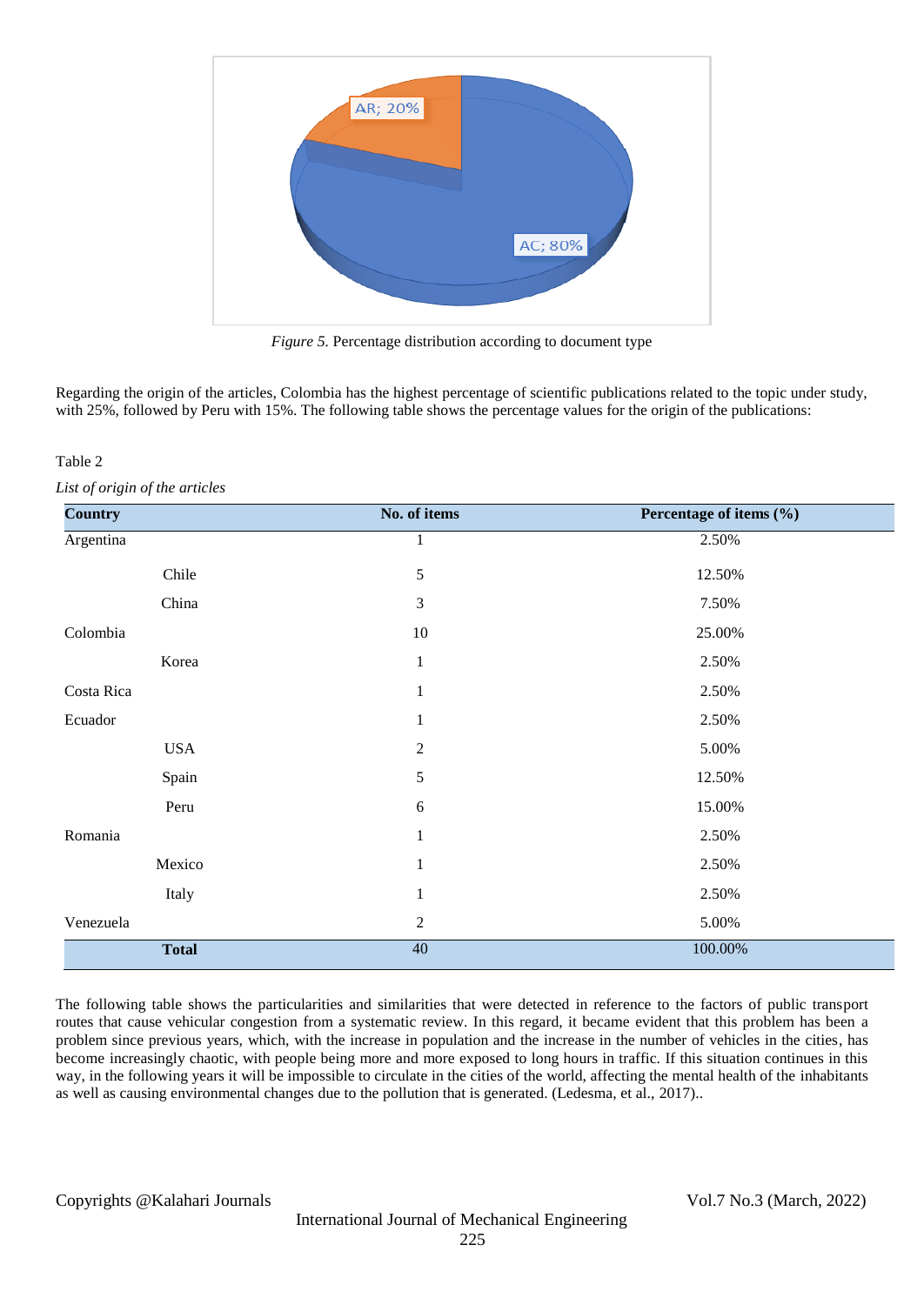*Figure 5.* Percentage distribution according to document type

Regarding the origin of the articles, Colombia has the highest percentage of scientific publications related to the topic under study, with 25%, followed by Peru with 15%. The following table shows the percentage values for the origin of the publications:

Table 2

*List of origin of the articles*

| Country | No. of items | Percentage of items (%) |
|---|---|---|
| Argentina | 1 | 2.50% |
| Chile | 5 | 12.50% |
| China | 3 | 7.50% |
| Colombia | 10 | 25.00% |
| Korea | 1 | 2.50% |
| Costa Rica | 1 | 2.50% |
| Ecuador | 1 | 2.50% |
| USA | 2 | 5.00% |
| Spain | 5 | 12.50% |
| Peru | 6 | 15.00% |
| Romania | 1 | 2.50% |
| Mexico | 1 | 2.50% |
| Italy | 1 | 2.50% |
| Venezuela | 2 | 5.00% |
| **Total** | 40 | 100.00% |

The following table shows the particularities and similarities that were detected in reference to the factors of public transport routes that cause vehicular congestion from a systematic review. In this regard, it became evident that this problem has been a problem since previous years, which, with the increase in population and the increase in the number of vehicles in the cities, has become increasingly chaotic, with people being more and more exposed to long hours in traffic. If this situation continues in this way, in the following years it will be impossible to circulate in the cities of the world, affecting the mental health of the inhabitants as well as causing environmental changes due to the pollution that is generated. (Ledesma, et al., 2017)..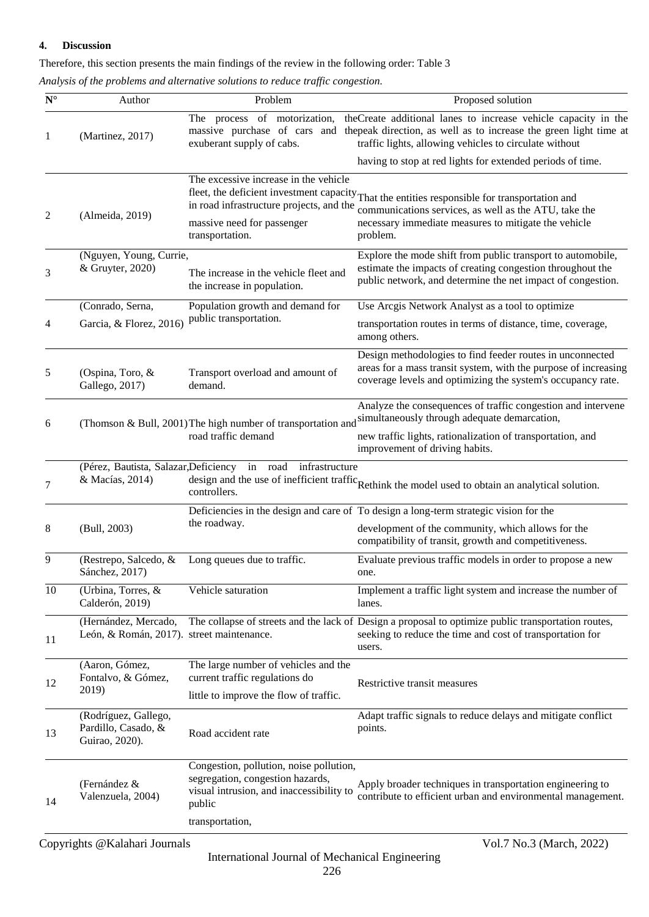## 4. Discussion

Therefore, this section presents the main findings of the review in the following order: Table 3

*Analysis of the problems and alternative solutions to reduce traffic congestion.*

| N° | Author | Problem | Proposed solution |
|---|---|---|---|
| 1 | (Martinez, 2017) | The process of motorization, the massive purchase of cars and the exuberant supply of cabs. | Create additional lanes to increase vehicle capacity in the peak direction, as well as to increase the green light time at traffic lights, allowing vehicles to circulate without having to stop at red lights for extended periods of time. |
| 2 | (Almeida, 2019) | The excessive increase in the vehicle fleet, the deficient investment capacity in road infrastructure projects, and the massive need for passenger transportation. | That the entities responsible for transportation and communications services, as well as the ATU, take the necessary immediate measures to mitigate the vehicle problem. |
| 3 | (Nguyen, Young, Currie, & Gruyter, 2020) | The increase in the vehicle fleet and the increase in population. | Explore the mode shift from public transport to automobile, estimate the impacts of creating congestion throughout the public network, and determine the net impact of congestion. |
| 4 | (Conrado, Serna, Garcia, & Florez, 2016) | Population growth and demand for public transportation. | Use Arcgis Network Analyst as a tool to optimize transportation routes in terms of distance, time, coverage, among others. |
| 5 | (Ospina, Toro, & Gallego, 2017) | Transport overload and amount of demand. | Design methodologies to find feeder routes in unconnected areas for a mass transit system, with the purpose of increasing coverage levels and optimizing the system's occupancy rate. |
| 6 | (Thomson & Bull, 2001) | The high number of transportation and road traffic demand | Analyze the consequences of traffic congestion and intervene simultaneously through adequate demarcation, new traffic lights, rationalization of transportation, and improvement of driving habits. |
| 7 | (Pérez, Bautista, Salazar, & Macías, 2014) | Deficiency in road infrastructure design and the use of inefficient traffic controllers. | Rethink the model used to obtain an analytical solution. |
| 8 | (Bull, 2003) | Deficiencies in the design and care of the roadway. | To design a long-term strategic vision for the development of the community, which allows for the compatibility of transit, growth and competitiveness. |
| 9 | (Restrepo, Salcedo, & Sánchez, 2017) | Long queues due to traffic. | Evaluate previous traffic models in order to propose a new one. |
| 10 | (Urbina, Torres, & Calderón, 2019) | Vehicle saturation | Implement a traffic light system and increase the number of lanes. |
| 11 | (Hernández, Mercado, León, & Román, 2017). | The collapse of streets and the lack of street maintenance. | Design a proposal to optimize public transportation routes, seeking to reduce the time and cost of transportation for users. |
| 12 | (Aaron, Gómez, Fontalvo, & Gómez, 2019) | The large number of vehicles and the current traffic regulations do little to improve the flow of traffic. | Restrictive transit measures |
| 13 | (Rodríguez, Gallego, Pardillo, Casado, & Guirao, 2020). | Road accident rate | Adapt traffic signals to reduce delays and mitigate conflict points. |
| 14 | (Fernández & Valenzuela, 2004) | Congestion, pollution, noise pollution, segregation, congestion hazards, visual intrusion, and inaccessibility to public transportation, | Apply broader techniques in transportation engineering to contribute to efficient urban and environmental management. |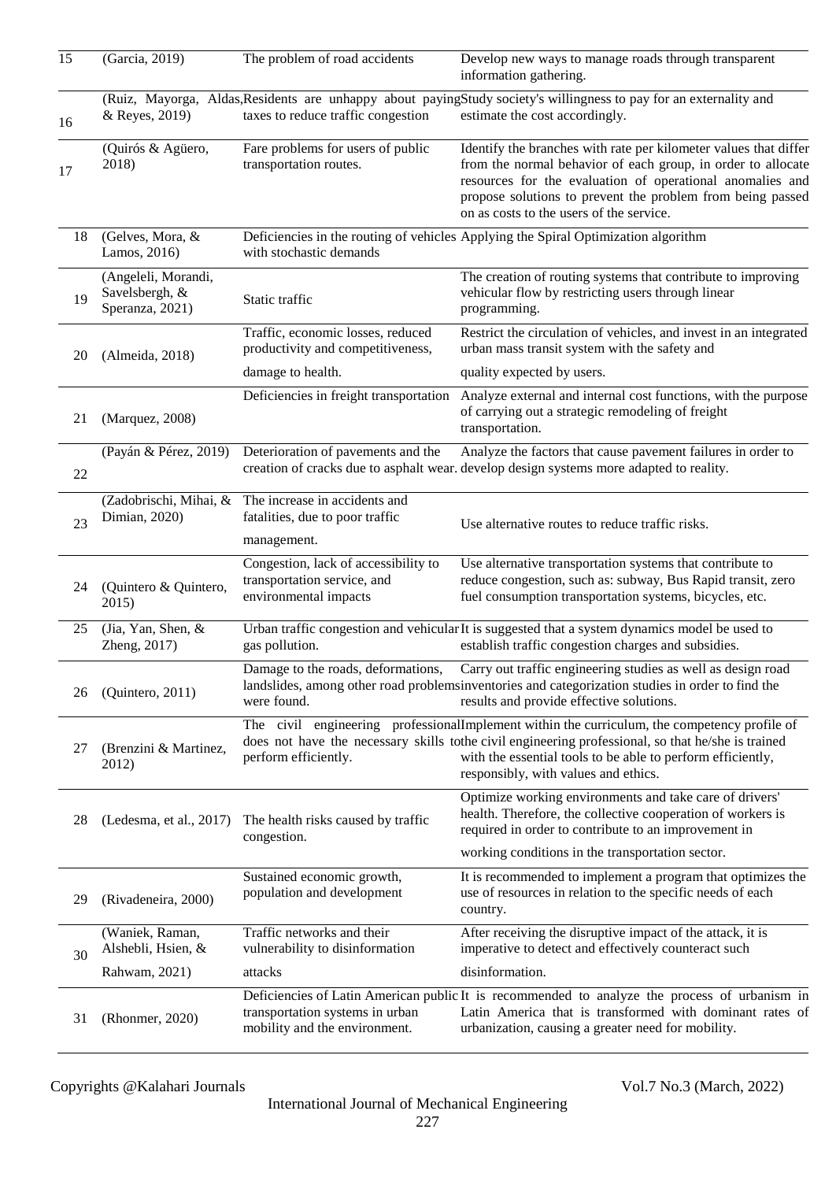| | | | |
|---|---|---|---|
| 15 | (Garcia, 2019) | The problem of road accidents | Develop new ways to manage roads through transparent information gathering. |
| 16 | (Ruiz, Mayorga, Aldas, & Reyes, 2019) | Residents are unhappy about paying taxes to reduce traffic congestion | Study society's willingness to pay for an externality and estimate the cost accordingly. |
| 17 | (Quirós & Agüero, 2018) | Fare problems for users of public transportation routes. | Identify the branches with rate per kilometer values that differ from the normal behavior of each group, in order to allocate resources for the evaluation of operational anomalies and propose solutions to prevent the problem from being passed on as costs to the users of the service. |
| 18 | (Gelves, Mora, & Lamos, 2016) | Deficiencies in the routing of vehicles with stochastic demands | Applying the Spiral Optimization algorithm |
| 19 | (Angeleli, Morandi, Savelsbergh, & Speranza, 2021) | Static traffic | The creation of routing systems that contribute to improving vehicular flow by restricting users through linear programming. |
| 20 | (Almeida, 2018) | Traffic, economic losses, reduced productivity and competitiveness, damage to health. | Restrict the circulation of vehicles, and invest in an integrated urban mass transit system with the safety and quality expected by users. |
| 21 | (Marquez, 2008) | Deficiencies in freight transportation | Analyze external and internal cost functions, with the purpose of carrying out a strategic remodeling of freight transportation. |
| 22 | (Payán & Pérez, 2019) | Deterioration of pavements and the creation of cracks due to asphalt wear. | Analyze the factors that cause pavement failures in order to develop design systems more adapted to reality. |
| 23 | (Zadobrischi, Mihai, & Dimian, 2020) | The increase in accidents and fatalities, due to poor traffic management. | Use alternative routes to reduce traffic risks. |
| 24 | (Quintero & Quintero, 2015) | Congestion, lack of accessibility to transportation service, and environmental impacts | Use alternative transportation systems that contribute to reduce congestion, such as: subway, Bus Rapid transit, zero fuel consumption transportation systems, bicycles, etc. |
| 25 | (Jia, Yan, Shen, & Zheng, 2017) | Urban traffic congestion and vehicular gas pollution. | It is suggested that a system dynamics model be used to establish traffic congestion charges and subsidies. |
| 26 | (Quintero, 2011) | Damage to the roads, deformations, landslides, among other road problems were found. | Carry out traffic engineering studies as well as design road inventories and categorization studies in order to find the results and provide effective solutions. |
| 27 | (Brenzini & Martinez, 2012) | The civil engineering professional does not have the necessary skills to perform efficiently. | Implement within the curriculum, the competency profile of the civil engineering professional, so that he/she is trained with the essential tools to be able to perform efficiently, responsibly, with values and ethics. |
| 28 | (Ledesma, et al., 2017) | The health risks caused by traffic congestion. | Optimize working environments and take care of drivers' health. Therefore, the collective cooperation of workers is required in order to contribute to an improvement in working conditions in the transportation sector. |
| 29 | (Rivadeneira, 2000) | Sustained economic growth, population and development | It is recommended to implement a program that optimizes the use of resources in relation to the specific needs of each country. |
| 30 | (Waniek, Raman, Alshebli, Hsien, & Rahwam, 2021) | Traffic networks and their vulnerability to disinformation attacks | After receiving the disruptive impact of the attack, it is imperative to detect and effectively counteract such disinformation. |
| 31 | (Rhonmer, 2020) | Deficiencies of Latin American public transportation systems in urban mobility and the environment. | It is recommended to analyze the process of urbanism in Latin America that is transformed with dominant rates of urbanization, causing a greater need for mobility. |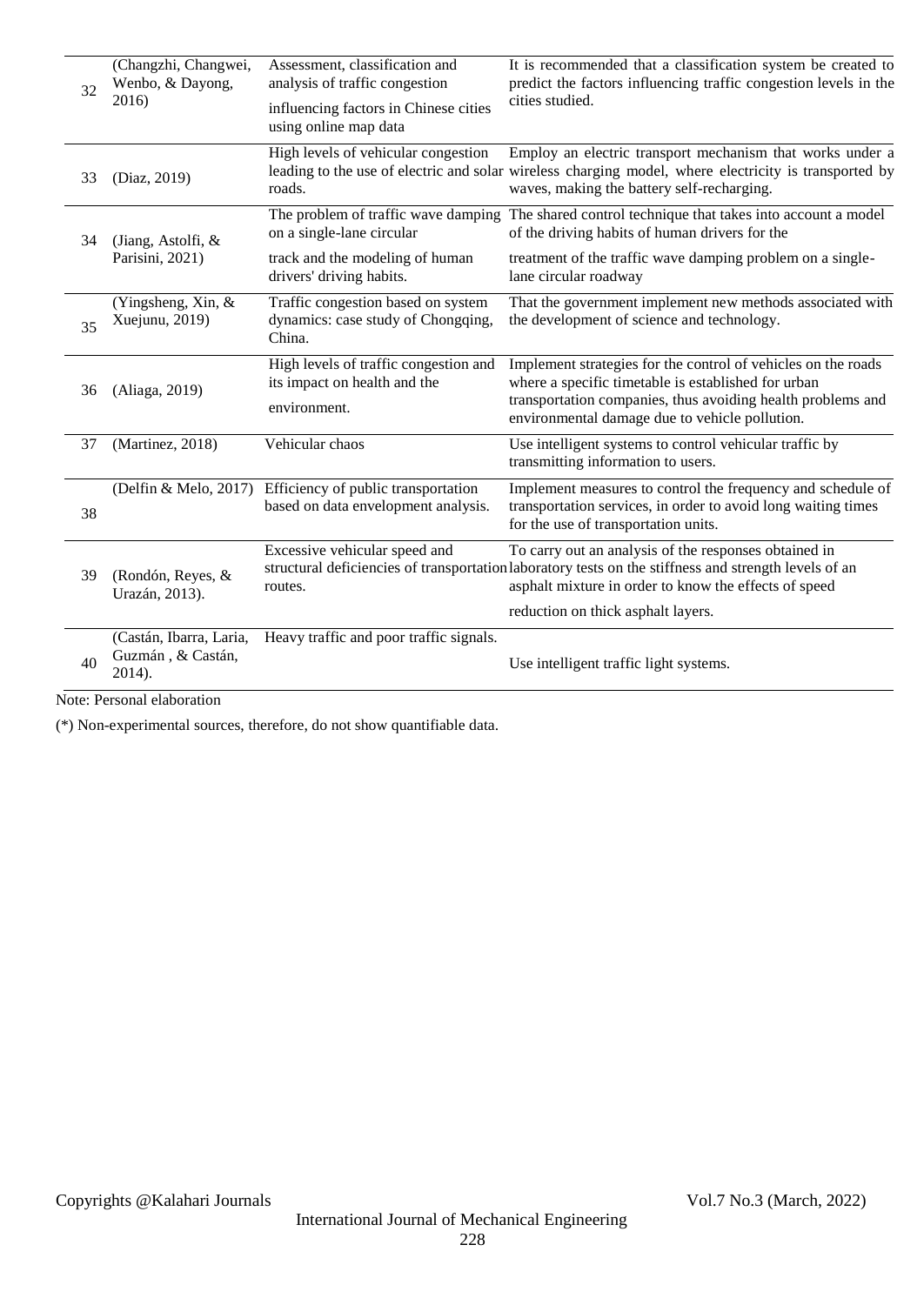| | | | |
|---|---|---|---|
| 32 | (Changzhi, Changwei, Wenbo, & Dayong, 2016) | Assessment, classification and analysis of traffic congestion influencing factors in Chinese cities using online map data | It is recommended that a classification system be created to predict the factors influencing traffic congestion levels in the cities studied. |
| 33 | (Diaz, 2019) | High levels of vehicular congestion leading to the use of electric and solar roads. | Employ an electric transport mechanism that works under a wireless charging model, where electricity is transported by waves, making the battery self-recharging. |
| 34 | (Jiang, Astolfi, & Parisini, 2021) | The problem of traffic wave damping on a single-lane circular track and the modeling of human drivers' driving habits. | The shared control technique that takes into account a model of the driving habits of human drivers for the treatment of the traffic wave damping problem on a single-lane circular roadway |
| 35 | (Yingsheng, Xin, & Xuejunu, 2019) | Traffic congestion based on system dynamics: case study of Chongqing, China. | That the government implement new methods associated with the development of science and technology. |
| 36 | (Aliaga, 2019) | High levels of traffic congestion and its impact on health and the environment. | Implement strategies for the control of vehicles on the roads where a specific timetable is established for urban transportation companies, thus avoiding health problems and environmental damage due to vehicle pollution. |
| 37 | (Martinez, 2018) | Vehicular chaos | Use intelligent systems to control vehicular traffic by transmitting information to users. |
| 38 | (Delfin & Melo, 2017) | Efficiency of public transportation based on data envelopment analysis. | Implement measures to control the frequency and schedule of transportation services, in order to avoid long waiting times for the use of transportation units. |
| 39 | (Rondón, Reyes, & Urazán, 2013). | Excessive vehicular speed and structural deficiencies of transportation routes. | To carry out an analysis of the responses obtained in laboratory tests on the stiffness and strength levels of an asphalt mixture in order to know the effects of speed reduction on thick asphalt layers. |
| 40 | (Castán, Ibarra, Laria, Guzmán , & Castán, 2014). | Heavy traffic and poor traffic signals. | Use intelligent traffic light systems. |

Note: Personal elaboration

(*) Non-experimental sources, therefore, do not show quantifiable data.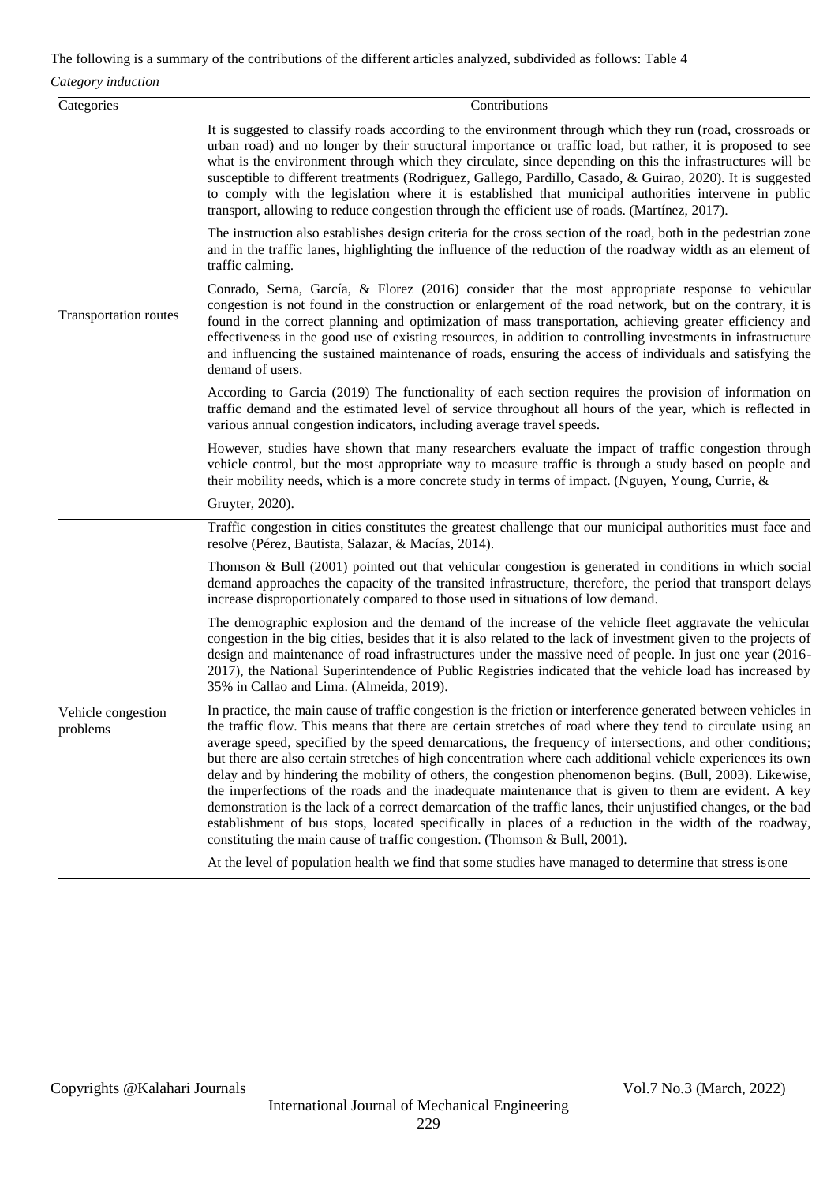The following is a summary of the contributions of the different articles analyzed, subdivided as follows: Table 4

*Category induction*

| Categories | Contributions |
|---|---|
| Transportation routes | It is suggested to classify roads according to the environment through which they run (road, crossroads or urban road) and no longer by their structural importance or traffic load, but rather, it is proposed to see what is the environment through which they circulate, since depending on this the infrastructures will be susceptible to different treatments (Rodriguez, Gallego, Pardillo, Casado, & Guirao, 2020). It is suggested to comply with the legislation where it is established that municipal authorities intervene in public transport, allowing to reduce congestion through the efficient use of roads. (Martínez, 2017). <br><br> The instruction also establishes design criteria for the cross section of the road, both in the pedestrian zone and in the traffic lanes, highlighting the influence of the reduction of the roadway width as an element of traffic calming. <br><br> Conrado, Serna, García, & Florez (2016) consider that the most appropriate response to vehicular congestion is not found in the construction or enlargement of the road network, but on the contrary, it is found in the correct planning and optimization of mass transportation, achieving greater efficiency and effectiveness in the good use of existing resources, in addition to controlling investments in infrastructure and influencing the sustained maintenance of roads, ensuring the access of individuals and satisfying the demand of users. <br><br> According to Garcia (2019) The functionality of each section requires the provision of information on traffic demand and the estimated level of service throughout all hours of the year, which is reflected in various annual congestion indicators, including average travel speeds. <br><br> However, studies have shown that many researchers evaluate the impact of traffic congestion through vehicle control, but the most appropriate way to measure traffic is through a study based on people and their mobility needs, which is a more concrete study in terms of impact. (Nguyen, Young, Currie, & Gruyter, 2020). |
| Vehicle congestion problems | Traffic congestion in cities constitutes the greatest challenge that our municipal authorities must face and resolve (Pérez, Bautista, Salazar, & Macías, 2014). <br><br> Thomson & Bull (2001) pointed out that vehicular congestion is generated in conditions in which social demand approaches the capacity of the transited infrastructure, therefore, the period that transport delays increase disproportionately compared to those used in situations of low demand. <br><br> The demographic explosion and the demand of the increase of the vehicle fleet aggravate the vehicular congestion in the big cities, besides that it is also related to the lack of investment given to the projects of design and maintenance of road infrastructures under the massive need of people. In just one year (2016-2017), the National Superintendence of Public Registries indicated that the vehicle load has increased by 35% in Callao and Lima. (Almeida, 2019). <br><br> In practice, the main cause of traffic congestion is the friction or interference generated between vehicles in the traffic flow. This means that there are certain stretches of road where they tend to circulate using an average speed, specified by the speed demarcations, the frequency of intersections, and other conditions; but there are also certain stretches of high concentration where each additional vehicle experiences its own delay and by hindering the mobility of others, the congestion phenomenon begins. (Bull, 2003). Likewise, the imperfections of the roads and the inadequate maintenance that is given to them are evident. A key demonstration is the lack of a correct demarcation of the traffic lanes, their unjustified changes, or the bad establishment of bus stops, located specifically in places of a reduction in the width of the roadway, constituting the main cause of traffic congestion. (Thomson & Bull, 2001). <br><br> At the level of population health we find that some studies have managed to determine that stress isone |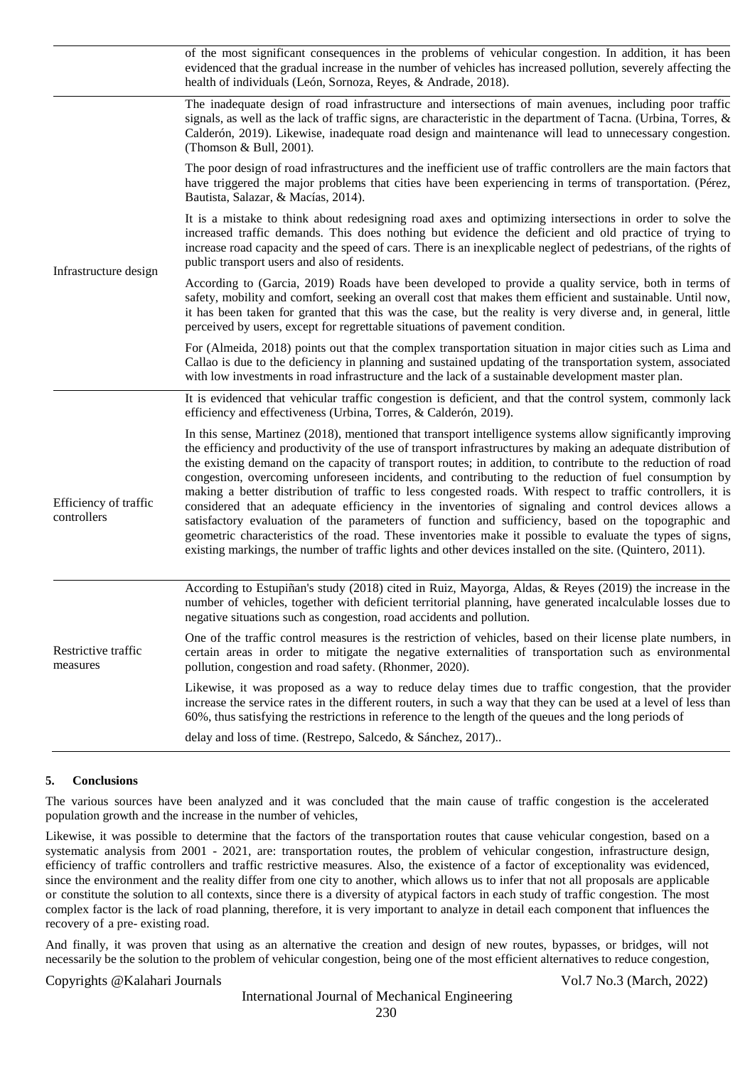| | |
|---|---|
| | of the most significant consequences in the problems of vehicular congestion. In addition, it has been evidenced that the gradual increase in the number of vehicles has increased pollution, severely affecting the health of individuals (León, Sornoza, Reyes, & Andrade, 2018). |
| Infrastructure design | The inadequate design of road infrastructure and intersections of main avenues, including poor traffic signals, as well as the lack of traffic signs, are characteristic in the department of Tacna. (Urbina, Torres, & Calderón, 2019). Likewise, inadequate road design and maintenance will lead to unnecessary congestion. (Thomson & Bull, 2001).<br><br>The poor design of road infrastructures and the inefficient use of traffic controllers are the main factors that have triggered the major problems that cities have been experiencing in terms of transportation. (Pérez, Bautista, Salazar, & Macías, 2014).<br><br>It is a mistake to think about redesigning road axes and optimizing intersections in order to solve the increased traffic demands. This does nothing but evidence the deficient and old practice of trying to increase road capacity and the speed of cars. There is an inexplicable neglect of pedestrians, of the rights of public transport users and also of residents.<br><br>According to (Garcia, 2019) Roads have been developed to provide a quality service, both in terms of safety, mobility and comfort, seeking an overall cost that makes them efficient and sustainable. Until now, it has been taken for granted that this was the case, but the reality is very diverse and, in general, little perceived by users, except for regrettable situations of pavement condition.<br><br>For (Almeida, 2018) points out that the complex transportation situation in major cities such as Lima and Callao is due to the deficiency in planning and sustained updating of the transportation system, associated with low investments in road infrastructure and the lack of a sustainable development master plan. |
| Efficiency of traffic controllers | It is evidenced that vehicular traffic congestion is deficient, and that the control system, commonly lack efficiency and effectiveness (Urbina, Torres, & Calderón, 2019).<br><br>In this sense, Martinez (2018), mentioned that transport intelligence systems allow significantly improving the efficiency and productivity of the use of transport infrastructures by making an adequate distribution of the existing demand on the capacity of transport routes; in addition, to contribute to the reduction of road congestion, overcoming unforeseen incidents, and contributing to the reduction of fuel consumption by making a better distribution of traffic to less congested roads. With respect to traffic controllers, it is considered that an adequate efficiency in the inventories of signaling and control devices allows a satisfactory evaluation of the parameters of function and sufficiency, based on the topographic and geometric characteristics of the road. These inventories make it possible to evaluate the types of signs, existing markings, the number of traffic lights and other devices installed on the site. (Quintero, 2011). |
| Restrictive traffic measures | According to Estupiñan's study (2018) cited in Ruiz, Mayorga, Aldas, & Reyes (2019) the increase in the number of vehicles, together with deficient territorial planning, have generated incalculable losses due to negative situations such as congestion, road accidents and pollution.<br><br>One of the traffic control measures is the restriction of vehicles, based on their license plate numbers, in certain areas in order to mitigate the negative externalities of transportation such as environmental pollution, congestion and road safety. (Rhonmer, 2020).<br><br>Likewise, it was proposed as a way to reduce delay times due to traffic congestion, that the provider increase the service rates in the different routers, in such a way that they can be used at a level of less than 60%, thus satisfying the restrictions in reference to the length of the queues and the long periods of<br><br>delay and loss of time. (Restrepo, Salcedo, & Sánchez, 2017).. |

## 5. Conclusions

The various sources have been analyzed and it was concluded that the main cause of traffic congestion is the accelerated population growth and the increase in the number of vehicles,

Likewise, it was possible to determine that the factors of the transportation routes that cause vehicular congestion, based on a systematic analysis from 2001 - 2021, are: transportation routes, the problem of vehicular congestion, infrastructure design, efficiency of traffic controllers and traffic restrictive measures. Also, the existence of a factor of exceptionality was evidenced, since the environment and the reality differ from one city to another, which allows us to infer that not all proposals are applicable or constitute the solution to all contexts, since there is a diversity of atypical factors in each study of traffic congestion. The most complex factor is the lack of road planning, therefore, it is very important to analyze in detail each component that influences the recovery of a pre- existing road.

And finally, it was proven that using as an alternative the creation and design of new routes, bypasses, or bridges, will not necessarily be the solution to the problem of vehicular congestion, being one of the most efficient alternatives to reduce congestion,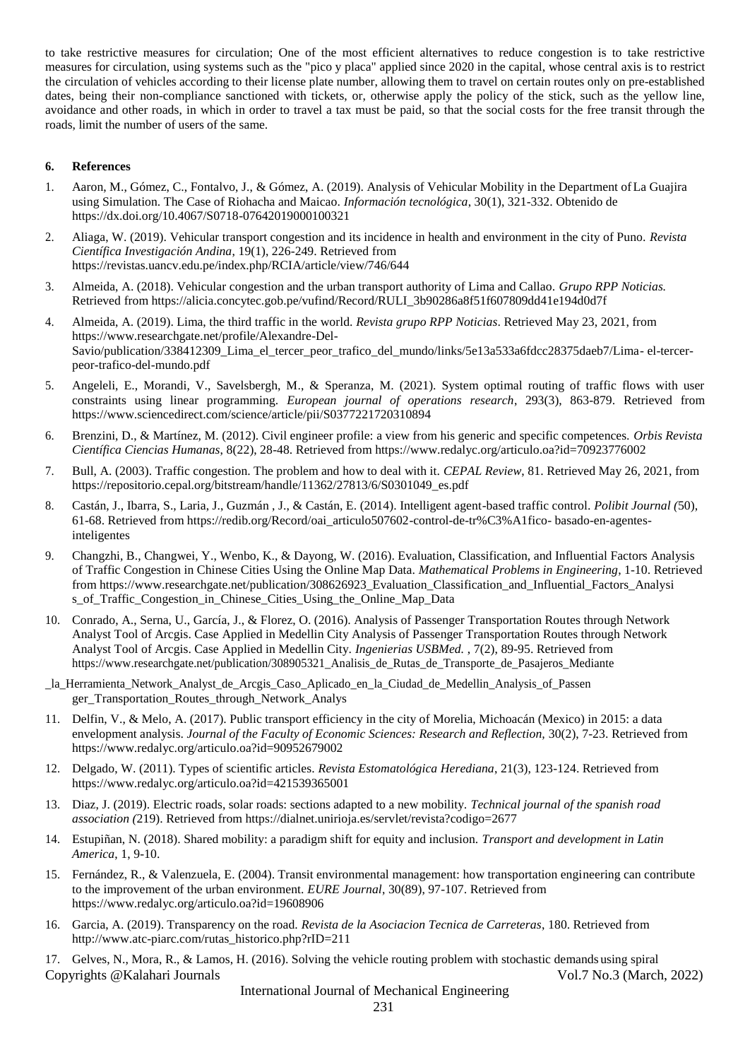to take restrictive measures for circulation; One of the most efficient alternatives to reduce congestion is to take restrictive measures for circulation, using systems such as the "pico y placa" applied since 2020 in the capital, whose central axis is to restrict the circulation of vehicles according to their license plate number, allowing them to travel on certain routes only on pre-established dates, being their non-compliance sanctioned with tickets, or, otherwise apply the policy of the stick, such as the yellow line, avoidance and other roads, in which in order to travel a tax must be paid, so that the social costs for the free transit through the roads, limit the number of users of the same.

## 6. References

1. Aaron, M., Gómez, C., Fontalvo, J., & Gómez, A. (2019). Analysis of Vehicular Mobility in the Department of La Guajira using Simulation. The Case of Riohacha and Maicao. *Información tecnológica*, 30(1), 321-332. Obtenido de https://dx.doi.org/10.4067/S0718-07642019000100321
2. Aliaga, W. (2019). Vehicular transport congestion and its incidence in health and environment in the city of Puno. *Revista Científica Investigación Andina*, 19(1), 226-249. Retrieved from https://revistas.uancv.edu.pe/index.php/RCIA/article/view/746/644
3. Almeida, A. (2018). Vehicular congestion and the urban transport authority of Lima and Callao. *Grupo RPP Noticias.* Retrieved from https://alicia.concytec.gob.pe/vufind/Record/RULI_3b90286a8f51f607809dd41e194d0d7f
4. Almeida, A. (2019). Lima, the third traffic in the world. *Revista grupo RPP Noticias*. Retrieved May 23, 2021, from https://www.researchgate.net/profile/Alexandre-Del-Savio/publication/338412309_Lima_el_tercer_peor_trafico_del_mundo/links/5e13a533a6fdcc28375daeb7/Lima- el-tercer-peor-trafico-del-mundo.pdf
5. Angeleli, E., Morandi, V., Savelsbergh, M., & Speranza, M. (2021). System optimal routing of traffic flows with user constraints using linear programming. *European journal of operations research*, 293(3), 863-879. Retrieved from https://www.sciencedirect.com/science/article/pii/S0377221720310894
6. Brenzini, D., & Martínez, M. (2012). Civil engineer profile: a view from his generic and specific competences. *Orbis Revista Científica Ciencias Humanas*, 8(22), 28-48. Retrieved from https://www.redalyc.org/articulo.oa?id=70923776002
7. Bull, A. (2003). Traffic congestion. The problem and how to deal with it. *CEPAL Review*, 81. Retrieved May 26, 2021, from https://repositorio.cepal.org/bitstream/handle/11362/27813/6/S0301049_es.pdf
8. Castán, J., Ibarra, S., Laria, J., Guzmán , J., & Castán, E. (2014). Intelligent agent-based traffic control. *Polibit Journal (*50), 61-68. Retrieved from https://redib.org/Record/oai_articulo507602-control-de-tr%C3%A1fico- basado-en-agentes-inteligentes
9. Changzhi, B., Changwei, Y., Wenbo, K., & Dayong, W. (2016). Evaluation, Classification, and Influential Factors Analysis of Traffic Congestion in Chinese Cities Using the Online Map Data. *Mathematical Problems in Engineering*, 1-10. Retrieved from https://www.researchgate.net/publication/308626923_Evaluation_Classification_and_Influential_Factors_Analysis_of_Traffic_Congestion_in_Chinese_Cities_Using_the_Online_Map_Data
10. Conrado, A., Serna, U., García, J., & Florez, O. (2016). Analysis of Passenger Transportation Routes through Network Analyst Tool of Arcgis. Case Applied in Medellin City Analysis of Passenger Transportation Routes through Network Analyst Tool of Arcgis. Case Applied in Medellin City. *Ingenierias USBMed.* , 7(2), 89-95. Retrieved from https://www.researchgate.net/publication/308905321_Analisis_de_Rutas_de_Transporte_de_Pasajeros_Mediante_la_Herramienta_Network_Analyst_de_Arcgis_Caso_Aplicado_en_la_Ciudad_de_Medellin_Analysis_of_Passenger_Transportation_Routes_through_Network_Analys
11. Delfin, V., & Melo, A. (2017). Public transport efficiency in the city of Morelia, Michoacán (Mexico) in 2015: a data envelopment analysis. *Journal of the Faculty of Economic Sciences: Research and Reflection*, 30(2), 7-23. Retrieved from https://www.redalyc.org/articulo.oa?id=90952679002
12. Delgado, W. (2011). Types of scientific articles. *Revista Estomatológica Herediana*, 21(3), 123-124. Retrieved from https://www.redalyc.org/articulo.oa?id=421539365001
13. Diaz, J. (2019). Electric roads, solar roads: sections adapted to a new mobility. *Technical journal of the spanish road association (*219). Retrieved from https://dialnet.unirioja.es/servlet/revista?codigo=2677
14. Estupiñan, N. (2018). Shared mobility: a paradigm shift for equity and inclusion. *Transport and development in Latin America*, 1, 9-10.
15. Fernández, R., & Valenzuela, E. (2004). Transit environmental management: how transportation engineering can contribute to the improvement of the urban environment. *EURE Journal*, 30(89), 97-107. Retrieved from https://www.redalyc.org/articulo.oa?id=19608906
16. Garcia, A. (2019). Transparency on the road. *Revista de la Asociacion Tecnica de Carreteras*, 180. Retrieved from http://www.atc-piarc.com/rutas_historico.php?rID=211
17. Gelves, N., Mora, R., & Lamos, H. (2016). Solving the vehicle routing problem with stochastic demands using spiral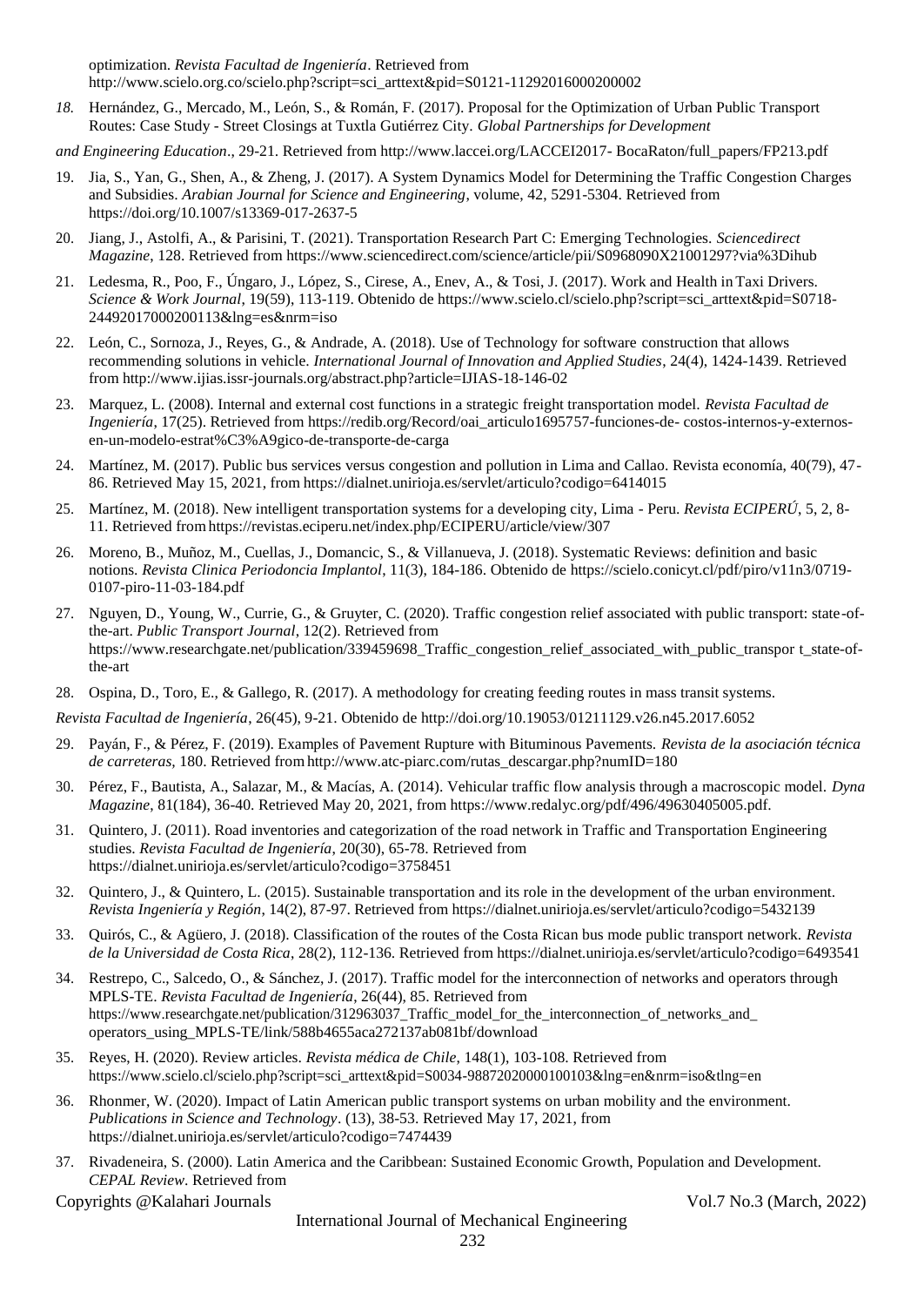optimization. *Revista Facultad de Ingeniería*. Retrieved from http://www.scielo.org.co/scielo.php?script=sci_arttext&pid=S0121-11292016000200002

18. Hernández, G., Mercado, M., León, S., & Román, F. (2017). Proposal for the Optimization of Urban Public Transport Routes: Case Study - Street Closings at Tuxtla Gutiérrez City. *Global Partnerships for Development and Engineering Education*., 29-21. Retrieved from http://www.laccei.org/LACCEI2017- BocaRaton/full_papers/FP213.pdf

19. Jia, S., Yan, G., Shen, A., & Zheng, J. (2017). A System Dynamics Model for Determining the Traffic Congestion Charges and Subsidies. *Arabian Journal for Science and Engineering*, volume, 42, 5291-5304. Retrieved from https://doi.org/10.1007/s13369-017-2637-5

20. Jiang, J., Astolfi, A., & Parisini, T. (2021). Transportation Research Part C: Emerging Technologies. *Sciencedirect Magazine*, 128. Retrieved from https://www.sciencedirect.com/science/article/pii/S0968090X21001297?via%3Dihub

21. Ledesma, R., Poo, F., Úngaro, J., López, S., Cirese, A., Enev, A., & Tosi, J. (2017). Work and Health in Taxi Drivers. *Science & Work Journal*, 19(59), 113-119. Obtenido de https://www.scielo.cl/scielo.php?script=sci_arttext&pid=S0718-24492017000200113&lng=es&nrm=iso

22. León, C., Sornoza, J., Reyes, G., & Andrade, A. (2018). Use of Technology for software construction that allows recommending solutions in vehicle. *International Journal of Innovation and Applied Studies*, 24(4), 1424-1439. Retrieved from http://www.ijias.issr-journals.org/abstract.php?article=IJIAS-18-146-02

23. Marquez, L. (2008). Internal and external cost functions in a strategic freight transportation model. *Revista Facultad de Ingeniería*, 17(25). Retrieved from https://redib.org/Record/oai_articulo1695757-funciones-de- costos-internos-y-externos-en-un-modelo-estrat%C3%A9gico-de-transporte-de-carga

24. Martínez, M. (2017). Public bus services versus congestion and pollution in Lima and Callao. Revista economía, 40(79), 47-86. Retrieved May 15, 2021, from https://dialnet.unirioja.es/servlet/articulo?codigo=6414015

25. Martínez, M. (2018). New intelligent transportation systems for a developing city, Lima - Peru. *Revista ECIPERÚ*, 5, 2, 8-11. Retrieved from https://revistas.eciperu.net/index.php/ECIPERU/article/view/307

26. Moreno, B., Muñoz, M., Cuellas, J., Domancic, S., & Villanueva, J. (2018). Systematic Reviews: definition and basic notions. *Revista Clinica Periodoncia Implantol*, 11(3), 184-186. Obtenido de https://scielo.conicyt.cl/pdf/piro/v11n3/0719-0107-piro-11-03-184.pdf

27. Nguyen, D., Young, W., Currie, G., & Gruyter, C. (2020). Traffic congestion relief associated with public transport: state-of-the-art. *Public Transport Journal*, 12(2). Retrieved from https://www.researchgate.net/publication/339459698_Traffic_congestion_relief_associated_with_public_transpor t_state-of-the-art

28. Ospina, D., Toro, E., & Gallego, R. (2017). A methodology for creating feeding routes in mass transit systems. *Revista Facultad de Ingeniería*, 26(45), 9-21. Obtenido de http://doi.org/10.19053/01211129.v26.n45.2017.6052

29. Payán, F., & Pérez, F. (2019). Examples of Pavement Rupture with Bituminous Pavements. *Revista de la asociación técnica de carreteras*, 180. Retrieved from http://www.atc-piarc.com/rutas_descargar.php?numID=180

30. Pérez, F., Bautista, A., Salazar, M., & Macías, A. (2014). Vehicular traffic flow analysis through a macroscopic model. *Dyna Magazine*, 81(184), 36-40. Retrieved May 20, 2021, from https://www.redalyc.org/pdf/496/49630405005.pdf.

31. Quintero, J. (2011). Road inventories and categorization of the road network in Traffic and Transportation Engineering studies. *Revista Facultad de Ingeniería*, 20(30), 65-78. Retrieved from https://dialnet.unirioja.es/servlet/articulo?codigo=3758451

32. Quintero, J., & Quintero, L. (2015). Sustainable transportation and its role in the development of the urban environment. *Revista Ingeniería y Región*, 14(2), 87-97. Retrieved from https://dialnet.unirioja.es/servlet/articulo?codigo=5432139

33. Quirós, C., & Agüero, J. (2018). Classification of the routes of the Costa Rican bus mode public transport network. *Revista de la Universidad de Costa Rica*, 28(2), 112-136. Retrieved from https://dialnet.unirioja.es/servlet/articulo?codigo=6493541

34. Restrepo, C., Salcedo, O., & Sánchez, J. (2017). Traffic model for the interconnection of networks and operators through MPLS-TE. *Revista Facultad de Ingeniería*, 26(44), 85. Retrieved from https://www.researchgate.net/publication/312963037_Traffic_model_for_the_interconnection_of_networks_and_operators_using_MPLS-TE/link/588b4655aca272137ab081bf/download

35. Reyes, H. (2020). Review articles. *Revista médica de Chile*, 148(1), 103-108. Retrieved from https://www.scielo.cl/scielo.php?script=sci_arttext&pid=S0034-98872020000100103&lng=en&nrm=iso&tlng=en

36. Rhonmer, W. (2020). Impact of Latin American public transport systems on urban mobility and the environment. *Publications in Science and Technology*. (13), 38-53. Retrieved May 17, 2021, from https://dialnet.unirioja.es/servlet/articulo?codigo=7474439

37. Rivadeneira, S. (2000). Latin America and the Caribbean: Sustained Economic Growth, Population and Development. *CEPAL Review*. Retrieved from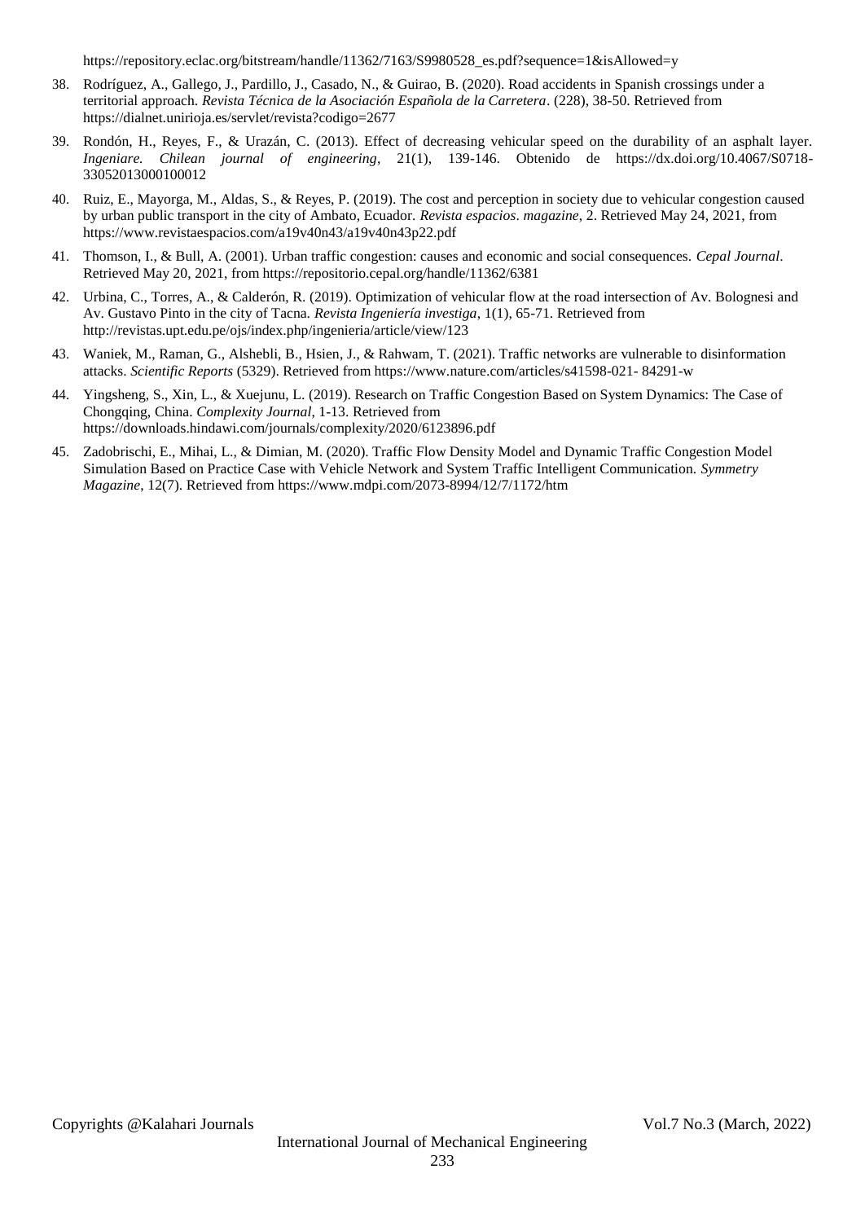https://repository.eclac.org/bitstream/handle/11362/7163/S9980528_es.pdf?sequence=1&isAllowed=y

38. Rodríguez, A., Gallego, J., Pardillo, J., Casado, N., & Guirao, B. (2020). Road accidents in Spanish crossings under a territorial approach. *Revista Técnica de la Asociación Española de la Carretera*. (228), 38-50. Retrieved from https://dialnet.unirioja.es/servlet/revista?codigo=2677
39. Rondón, H., Reyes, F., & Urazán, C. (2013). Effect of decreasing vehicular speed on the durability of an asphalt layer. *Ingeniare. Chilean journal of engineering*, 21(1), 139-146. Obtenido de https://dx.doi.org/10.4067/S0718-33052013000100012
40. Ruiz, E., Mayorga, M., Aldas, S., & Reyes, P. (2019). The cost and perception in society due to vehicular congestion caused by urban public transport in the city of Ambato, Ecuador. *Revista espacios. magazine*, 2. Retrieved May 24, 2021, from https://www.revistaespacios.com/a19v40n43/a19v40n43p22.pdf
41. Thomson, I., & Bull, A. (2001). Urban traffic congestion: causes and economic and social consequences. *Cepal Journal*. Retrieved May 20, 2021, from https://repositorio.cepal.org/handle/11362/6381
42. Urbina, C., Torres, A., & Calderón, R. (2019). Optimization of vehicular flow at the road intersection of Av. Bolognesi and Av. Gustavo Pinto in the city of Tacna. *Revista Ingeniería investiga*, 1(1), 65-71. Retrieved from http://revistas.upt.edu.pe/ojs/index.php/ingenieria/article/view/123
43. Waniek, M., Raman, G., Alshebli, B., Hsien, J., & Rahwam, T. (2021). Traffic networks are vulnerable to disinformation attacks. *Scientific Reports* (5329). Retrieved from https://www.nature.com/articles/s41598-021- 84291-w
44. Yingsheng, S., Xin, L., & Xuejunu, L. (2019). Research on Traffic Congestion Based on System Dynamics: The Case of Chongqing, China. *Complexity Journal*, 1-13. Retrieved from https://downloads.hindawi.com/journals/complexity/2020/6123896.pdf
45. Zadobrischi, E., Mihai, L., & Dimian, M. (2020). Traffic Flow Density Model and Dynamic Traffic Congestion Model Simulation Based on Practice Case with Vehicle Network and System Traffic Intelligent Communication. *Symmetry Magazine*, 12(7). Retrieved from https://www.mdpi.com/2073-8994/12/7/1172/htm